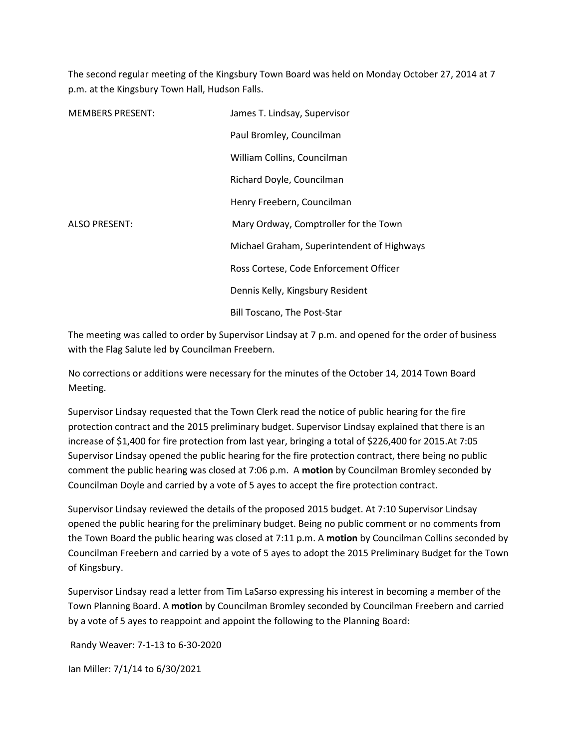The second regular meeting of the Kingsbury Town Board was held on Monday October 27, 2014 at 7 p.m. at the Kingsbury Town Hall, Hudson Falls.

| | |
|---|---|
| MEMBERS PRESENT: | James T. Lindsay, Supervisor |
| | Paul Bromley, Councilman |
| | William Collins, Councilman |
| | Richard Doyle, Councilman |
| | Henry Freebern, Councilman |
| ALSO PRESENT: | Mary Ordway, Comptroller for the Town |
| | Michael Graham, Superintendent of Highways |
| | Ross Cortese, Code Enforcement Officer |
| | Dennis Kelly, Kingsbury Resident |
| | Bill Toscano, The Post-Star |

The meeting was called to order by Supervisor Lindsay at 7 p.m. and opened for the order of business with the Flag Salute led by Councilman Freebern.

No corrections or additions were necessary for the minutes of the October 14, 2014 Town Board Meeting.

Supervisor Lindsay requested that the Town Clerk read the notice of public hearing for the fire protection contract and the 2015 preliminary budget. Supervisor Lindsay explained that there is an increase of $1,400 for fire protection from last year, bringing a total of $226,400 for 2015.At 7:05 Supervisor Lindsay opened the public hearing for the fire protection contract, there being no public comment the public hearing was closed at 7:06 p.m. A **motion** by Councilman Bromley seconded by Councilman Doyle and carried by a vote of 5 ayes to accept the fire protection contract.

Supervisor Lindsay reviewed the details of the proposed 2015 budget. At 7:10 Supervisor Lindsay opened the public hearing for the preliminary budget. Being no public comment or no comments from the Town Board the public hearing was closed at 7:11 p.m. A **motion** by Councilman Collins seconded by Councilman Freebern and carried by a vote of 5 ayes to adopt the 2015 Preliminary Budget for the Town of Kingsbury.

Supervisor Lindsay read a letter from Tim LaSarso expressing his interest in becoming a member of the Town Planning Board. A **motion** by Councilman Bromley seconded by Councilman Freebern and carried by a vote of 5 ayes to reappoint and appoint the following to the Planning Board:

Randy Weaver: 7-1-13 to 6-30-2020

Ian Miller: 7/1/14 to 6/30/2021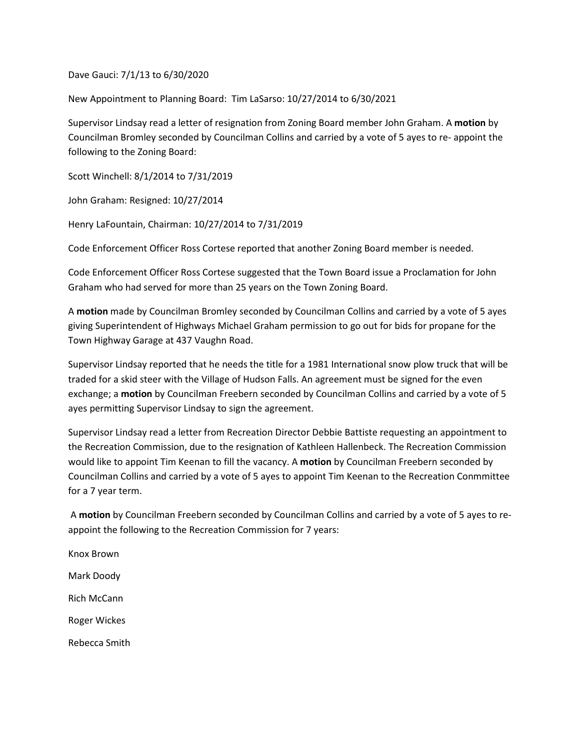Dave Gauci: 7/1/13 to 6/30/2020

New Appointment to Planning Board: Tim LaSarso: 10/27/2014 to 6/30/2021

Supervisor Lindsay read a letter of resignation from Zoning Board member John Graham. A **motion** by Councilman Bromley seconded by Councilman Collins and carried by a vote of 5 ayes to re- appoint the following to the Zoning Board:

Scott Winchell: 8/1/2014 to 7/31/2019

John Graham: Resigned: 10/27/2014

Henry LaFountain, Chairman: 10/27/2014 to 7/31/2019

Code Enforcement Officer Ross Cortese reported that another Zoning Board member is needed.

Code Enforcement Officer Ross Cortese suggested that the Town Board issue a Proclamation for John Graham who had served for more than 25 years on the Town Zoning Board.

A **motion** made by Councilman Bromley seconded by Councilman Collins and carried by a vote of 5 ayes giving Superintendent of Highways Michael Graham permission to go out for bids for propane for the Town Highway Garage at 437 Vaughn Road.

Supervisor Lindsay reported that he needs the title for a 1981 International snow plow truck that will be traded for a skid steer with the Village of Hudson Falls. An agreement must be signed for the even exchange; a **motion** by Councilman Freebern seconded by Councilman Collins and carried by a vote of 5 ayes permitting Supervisor Lindsay to sign the agreement.

Supervisor Lindsay read a letter from Recreation Director Debbie Battiste requesting an appointment to the Recreation Commission, due to the resignation of Kathleen Hallenbeck. The Recreation Commission would like to appoint Tim Keenan to fill the vacancy. A **motion** by Councilman Freebern seconded by Councilman Collins and carried by a vote of 5 ayes to appoint Tim Keenan to the Recreation Conmmittee for a 7 year term.

A **motion** by Councilman Freebern seconded by Councilman Collins and carried by a vote of 5 ayes to re-appoint the following to the Recreation Commission for 7 years:

Knox Brown

Mark Doody

Rich McCann

Roger Wickes

Rebecca Smith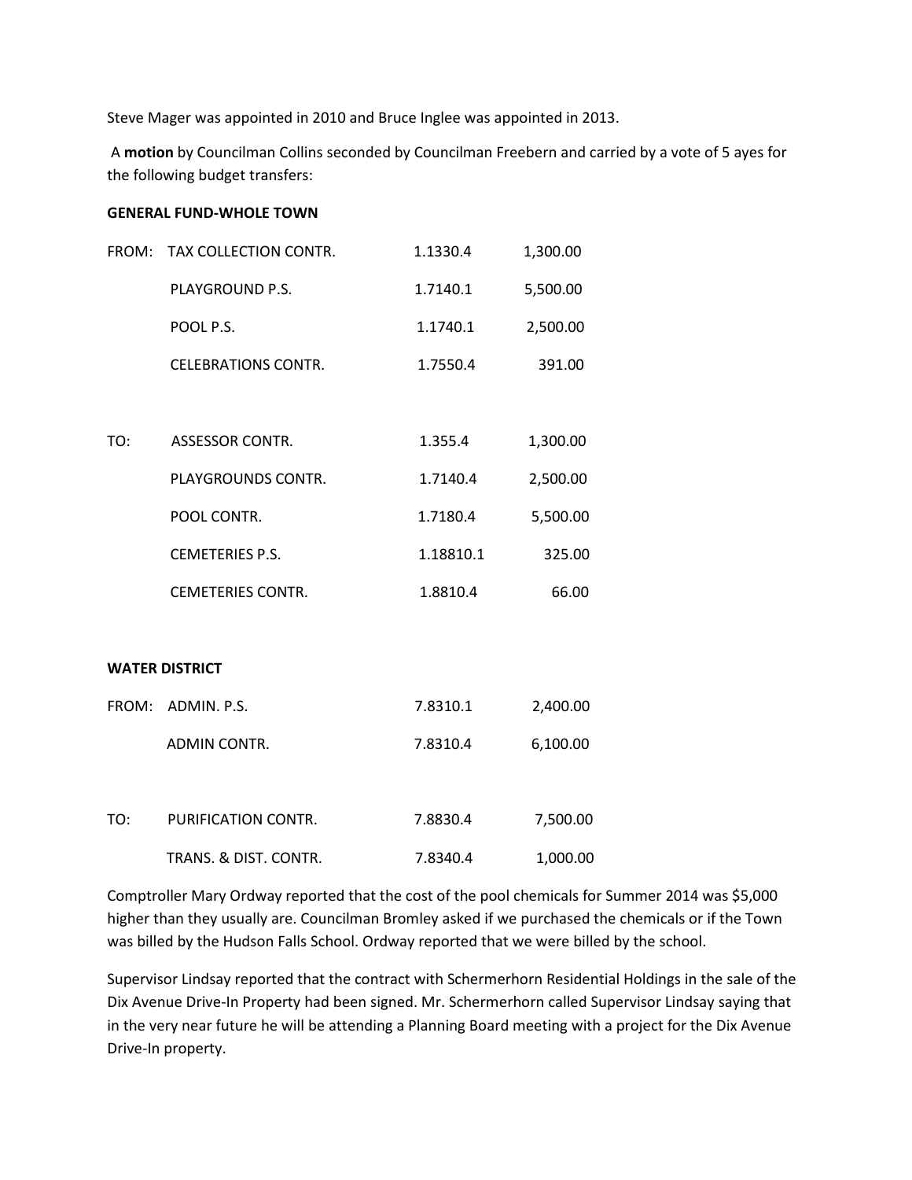Steve Mager was appointed in 2010 and Bruce Inglee was appointed in 2013.

A **motion** by Councilman Collins seconded by Councilman Freebern and carried by a vote of 5 ayes for the following budget transfers:

**GENERAL FUND-WHOLE TOWN**

| | | | |
|---|---|---|---|
| FROM: | TAX COLLECTION CONTR. | 1.1330.4 | 1,300.00 |
| | PLAYGROUND P.S. | 1.7140.1 | 5,500.00 |
| | POOL P.S. | 1.1740.1 | 2,500.00 |
| | CELEBRATIONS CONTR. | 1.7550.4 | 391.00 |
| TO: | ASSESSOR CONTR. | 1.355.4 | 1,300.00 |
| | PLAYGROUNDS CONTR. | 1.7140.4 | 2,500.00 |
| | POOL CONTR. | 1.7180.4 | 5,500.00 |
| | CEMETERIES P.S. | 1.18810.1 | 325.00 |
| | CEMETERIES CONTR. | 1.8810.4 | 66.00 |

**WATER DISTRICT**

| | | | |
|---|---|---|---|
| FROM: | ADMIN. P.S. | 7.8310.1 | 2,400.00 |
| | ADMIN CONTR. | 7.8310.4 | 6,100.00 |
| TO: | PURIFICATION CONTR. | 7.8830.4 | 7,500.00 |
| | TRANS. & DIST. CONTR. | 7.8340.4 | 1,000.00 |

Comptroller Mary Ordway reported that the cost of the pool chemicals for Summer 2014 was $5,000 higher than they usually are. Councilman Bromley asked if we purchased the chemicals or if the Town was billed by the Hudson Falls School. Ordway reported that we were billed by the school.

Supervisor Lindsay reported that the contract with Schermerhorn Residential Holdings in the sale of the Dix Avenue Drive-In Property had been signed. Mr. Schermerhorn called Supervisor Lindsay saying that in the very near future he will be attending a Planning Board meeting with a project for the Dix Avenue Drive-In property.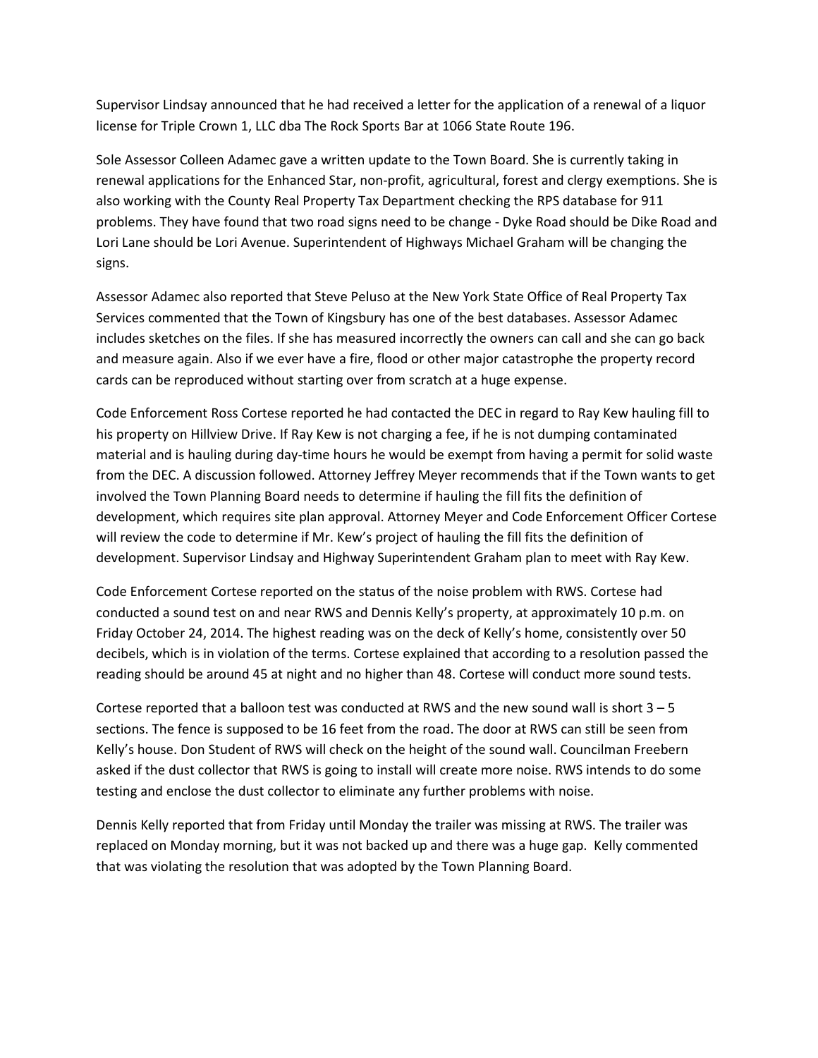Supervisor Lindsay announced that he had received a letter for the application of a renewal of a liquor license for Triple Crown 1, LLC dba The Rock Sports Bar at 1066 State Route 196.

Sole Assessor Colleen Adamec gave a written update to the Town Board. She is currently taking in renewal applications for the Enhanced Star, non-profit, agricultural, forest and clergy exemptions. She is also working with the County Real Property Tax Department checking the RPS database for 911 problems. They have found that two road signs need to be change - Dyke Road should be Dike Road and Lori Lane should be Lori Avenue. Superintendent of Highways Michael Graham will be changing the signs.

Assessor Adamec also reported that Steve Peluso at the New York State Office of Real Property Tax Services commented that the Town of Kingsbury has one of the best databases. Assessor Adamec includes sketches on the files. If she has measured incorrectly the owners can call and she can go back and measure again. Also if we ever have a fire, flood or other major catastrophe the property record cards can be reproduced without starting over from scratch at a huge expense.

Code Enforcement Ross Cortese reported he had contacted the DEC in regard to Ray Kew hauling fill to his property on Hillview Drive. If Ray Kew is not charging a fee, if he is not dumping contaminated material and is hauling during day-time hours he would be exempt from having a permit for solid waste from the DEC. A discussion followed. Attorney Jeffrey Meyer recommends that if the Town wants to get involved the Town Planning Board needs to determine if hauling the fill fits the definition of development, which requires site plan approval. Attorney Meyer and Code Enforcement Officer Cortese will review the code to determine if Mr. Kew's project of hauling the fill fits the definition of development. Supervisor Lindsay and Highway Superintendent Graham plan to meet with Ray Kew.

Code Enforcement Cortese reported on the status of the noise problem with RWS. Cortese had conducted a sound test on and near RWS and Dennis Kelly's property, at approximately 10 p.m. on Friday October 24, 2014. The highest reading was on the deck of Kelly's home, consistently over 50 decibels, which is in violation of the terms. Cortese explained that according to a resolution passed the reading should be around 45 at night and no higher than 48. Cortese will conduct more sound tests.

Cortese reported that a balloon test was conducted at RWS and the new sound wall is short 3 – 5 sections. The fence is supposed to be 16 feet from the road. The door at RWS can still be seen from Kelly's house. Don Student of RWS will check on the height of the sound wall. Councilman Freebern asked if the dust collector that RWS is going to install will create more noise. RWS intends to do some testing and enclose the dust collector to eliminate any further problems with noise.

Dennis Kelly reported that from Friday until Monday the trailer was missing at RWS. The trailer was replaced on Monday morning, but it was not backed up and there was a huge gap. Kelly commented that was violating the resolution that was adopted by the Town Planning Board.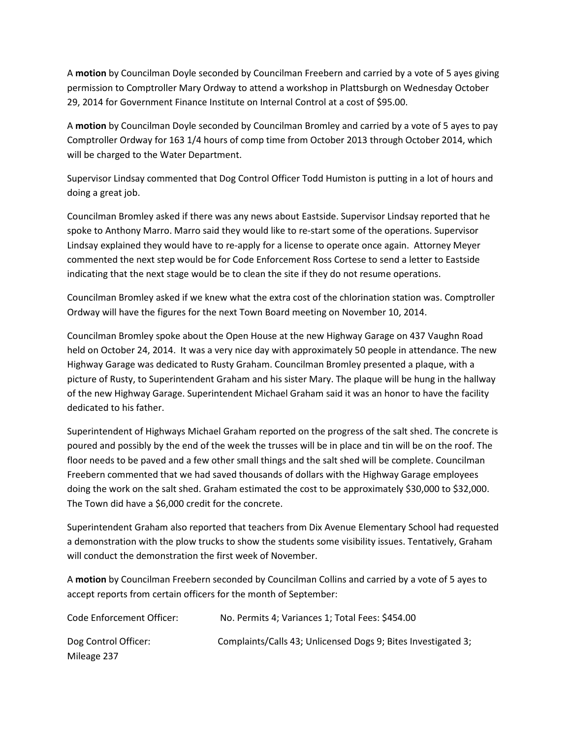A **motion** by Councilman Doyle seconded by Councilman Freebern and carried by a vote of 5 ayes giving permission to Comptroller Mary Ordway to attend a workshop in Plattsburgh on Wednesday October 29, 2014 for Government Finance Institute on Internal Control at a cost of $95.00.

A **motion** by Councilman Doyle seconded by Councilman Bromley and carried by a vote of 5 ayes to pay Comptroller Ordway for 163 1/4 hours of comp time from October 2013 through October 2014, which will be charged to the Water Department.

Supervisor Lindsay commented that Dog Control Officer Todd Humiston is putting in a lot of hours and doing a great job.

Councilman Bromley asked if there was any news about Eastside. Supervisor Lindsay reported that he spoke to Anthony Marro. Marro said they would like to re-start some of the operations. Supervisor Lindsay explained they would have to re-apply for a license to operate once again. Attorney Meyer commented the next step would be for Code Enforcement Ross Cortese to send a letter to Eastside indicating that the next stage would be to clean the site if they do not resume operations.

Councilman Bromley asked if we knew what the extra cost of the chlorination station was. Comptroller Ordway will have the figures for the next Town Board meeting on November 10, 2014.

Councilman Bromley spoke about the Open House at the new Highway Garage on 437 Vaughn Road held on October 24, 2014. It was a very nice day with approximately 50 people in attendance. The new Highway Garage was dedicated to Rusty Graham. Councilman Bromley presented a plaque, with a picture of Rusty, to Superintendent Graham and his sister Mary. The plaque will be hung in the hallway of the new Highway Garage. Superintendent Michael Graham said it was an honor to have the facility dedicated to his father.

Superintendent of Highways Michael Graham reported on the progress of the salt shed. The concrete is poured and possibly by the end of the week the trusses will be in place and tin will be on the roof. The floor needs to be paved and a few other small things and the salt shed will be complete. Councilman Freebern commented that we had saved thousands of dollars with the Highway Garage employees doing the work on the salt shed. Graham estimated the cost to be approximately $30,000 to $32,000. The Town did have a $6,000 credit for the concrete.

Superintendent Graham also reported that teachers from Dix Avenue Elementary School had requested a demonstration with the plow trucks to show the students some visibility issues. Tentatively, Graham will conduct the demonstration the first week of November.

A **motion** by Councilman Freebern seconded by Councilman Collins and carried by a vote of 5 ayes to accept reports from certain officers for the month of September:

Code Enforcement Officer: No. Permits 4; Variances 1; Total Fees: $454.00

Dog Control Officer: Complaints/Calls 43; Unlicensed Dogs 9; Bites Investigated 3; Mileage 237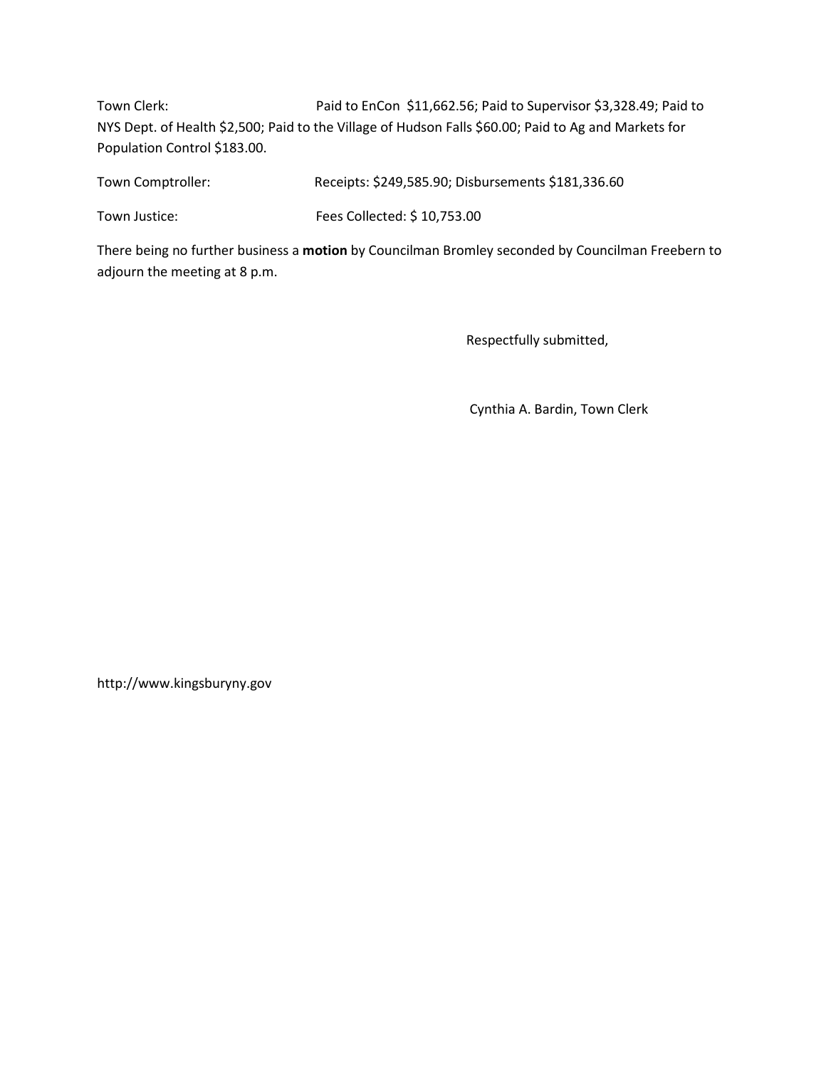Town Clerk: Paid to EnCon $11,662.56; Paid to Supervisor $3,328.49; Paid to NYS Dept. of Health $2,500; Paid to the Village of Hudson Falls $60.00; Paid to Ag and Markets for Population Control $183.00.

Town Comptroller: Receipts: $249,585.90; Disbursements $181,336.60

Town Justice: Fees Collected: $ 10,753.00

There being no further business a **motion** by Councilman Bromley seconded by Councilman Freebern to adjourn the meeting at 8 p.m.

Respectfully submitted,

Cynthia A. Bardin, Town Clerk

http://www.kingsburyny.gov